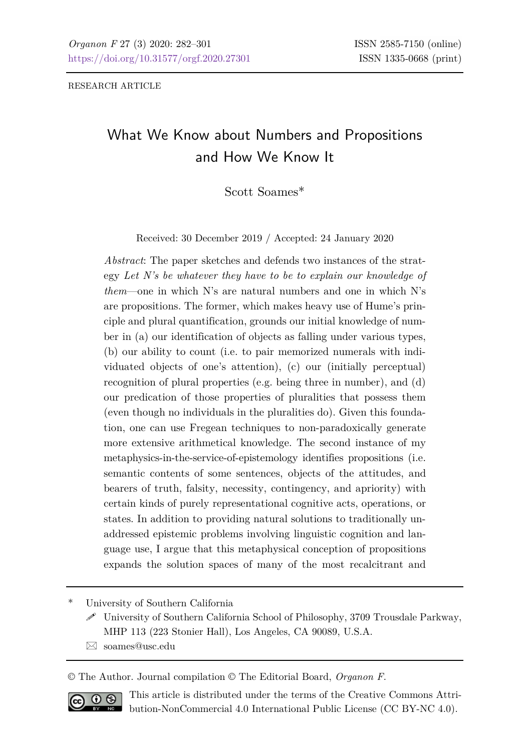RESEARCH ARTICLE

# What We Know about Numbers and Propositions and How We Know It

Scott Soames*

Received: 30 December 2019 / Accepted: 24 January 2020

*Abstract*: The paper sketches and defends two instances of the strategy *Let N's be whatever they have to be to explain our knowledge of them*—one in which N's are natural numbers and one in which N's are propositions. The former, which makes heavy use of Hume's principle and plural quantification, grounds our initial knowledge of number in (a) our identification of objects as falling under various types, (b) our ability to count (i.e. to pair memorized numerals with individuated objects of one's attention), (c) our (initially perceptual) recognition of plural properties (e.g. being three in number), and (d) our predication of those properties of pluralities that possess them (even though no individuals in the pluralities do). Given this foundation, one can use Fregean techniques to non-paradoxically generate more extensive arithmetical knowledge. The second instance of my metaphysics-in-the-service-of-epistemology identifies propositions (i.e. semantic contents of some sentences, objects of the attitudes, and bearers of truth, falsity, necessity, contingency, and apriority) with certain kinds of purely representational cognitive acts, operations, or states. In addition to providing natural solutions to traditionally unaddressed epistemic problems involving linguistic cognition and language use, I argue that this metaphysical conception of propositions expands the solution spaces of many of the most recalcitrant and

---

\* University of Southern California

University of Southern California School of Philosophy, 3709 Trousdale Parkway, MHP 113 (223 Stonier Hall), Los Angeles, CA 90089, U.S.A.

soames@usc.edu

© The Author. Journal compilation © The Editorial Board, *Organon F*.

This article is distributed under the terms of the Creative Commons Attribution-NonCommercial 4.0 International Public License (CC BY-NC 4.0).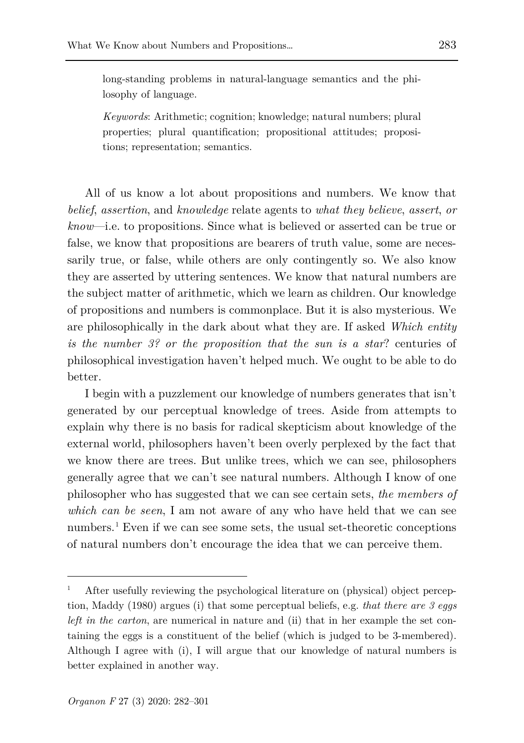long-standing problems in natural-language semantics and the philosophy of language.

*Keywords*: Arithmetic; cognition; knowledge; natural numbers; plural properties; plural quantification; propositional attitudes; propositions; representation; semantics.

All of us know a lot about propositions and numbers. We know that *belief*, *assertion*, and *knowledge* relate agents to *what they believe*, *assert*, *or know*—i.e. to propositions. Since what is believed or asserted can be true or false, we know that propositions are bearers of truth value, some are necessarily true, or false, while others are only contingently so. We also know they are asserted by uttering sentences. We know that natural numbers are the subject matter of arithmetic, which we learn as children. Our knowledge of propositions and numbers is commonplace. But it is also mysterious. We are philosophically in the dark about what they are. If asked *Which entity is the number 3? or the proposition that the sun is a star*? centuries of philosophical investigation haven't helped much. We ought to be able to do better.

I begin with a puzzlement our knowledge of numbers generates that isn't generated by our perceptual knowledge of trees. Aside from attempts to explain why there is no basis for radical skepticism about knowledge of the external world, philosophers haven't been overly perplexed by the fact that we know there are trees. But unlike trees, which we can see, philosophers generally agree that we can't see natural numbers. Although I know of one philosopher who has suggested that we can see certain sets, *the members of which can be seen*, I am not aware of any who have held that we can see numbers.[1] Even if we can see some sets, the usual set-theoretic conceptions of natural numbers don't encourage the idea that we can perceive them.

[1] After usefully reviewing the psychological literature on (physical) object perception, Maddy (1980) argues (i) that some perceptual beliefs, e.g. *that there are 3 eggs left in the carton*, are numerical in nature and (ii) that in her example the set containing the eggs is a constituent of the belief (which is judged to be 3-membered). Although I agree with (i), I will argue that our knowledge of natural numbers is better explained in another way.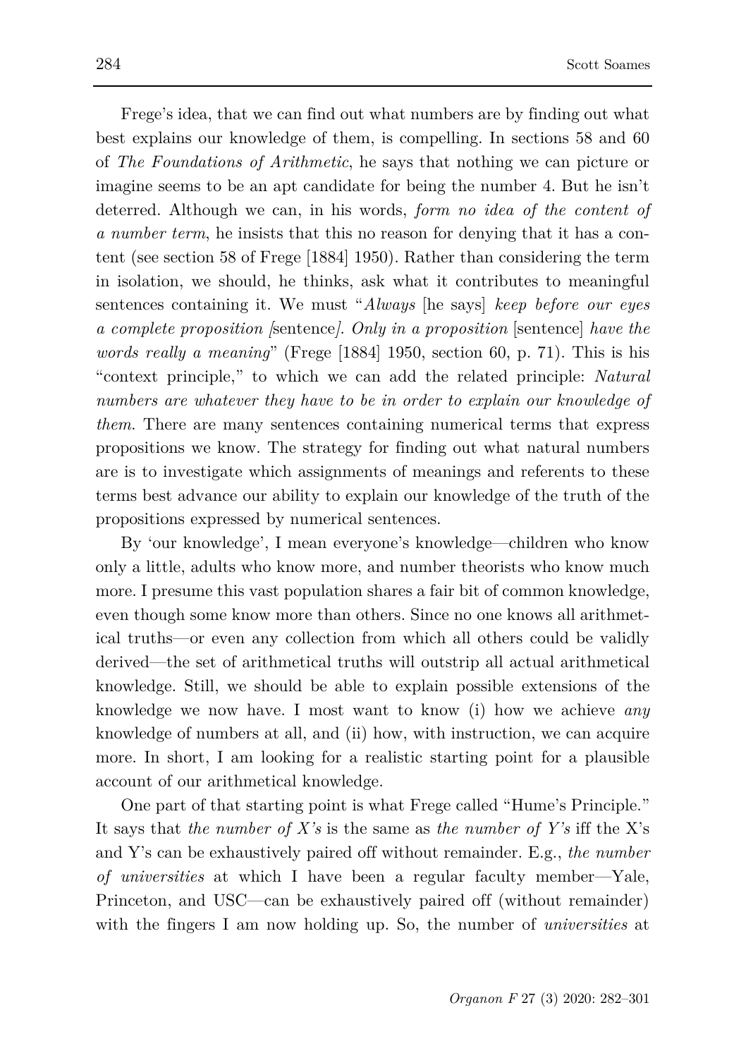Frege's idea, that we can find out what numbers are by finding out what best explains our knowledge of them, is compelling. In sections 58 and 60 of *The Foundations of Arithmetic*, he says that nothing we can picture or imagine seems to be an apt candidate for being the number 4. But he isn't deterred. Although we can, in his words, *form no idea of the content of a number term*, he insists that this no reason for denying that it has a content (see section 58 of Frege [1884] 1950). Rather than considering the term in isolation, we should, he thinks, ask what it contributes to meaningful sentences containing it. We must "*Always* [he says] *keep before our eyes a complete proposition [*sentence*]. Only in a proposition* [sentence] *have the words really a meaning*" (Frege [1884] 1950, section 60, p. 71). This is his "context principle," to which we can add the related principle: *Natural numbers are whatever they have to be in order to explain our knowledge of them.* There are many sentences containing numerical terms that express propositions we know. The strategy for finding out what natural numbers are is to investigate which assignments of meanings and referents to these terms best advance our ability to explain our knowledge of the truth of the propositions expressed by numerical sentences.

By 'our knowledge', I mean everyone's knowledge—children who know only a little, adults who know more, and number theorists who know much more. I presume this vast population shares a fair bit of common knowledge, even though some know more than others. Since no one knows all arithmetical truths—or even any collection from which all others could be validly derived—the set of arithmetical truths will outstrip all actual arithmetical knowledge. Still, we should be able to explain possible extensions of the knowledge we now have. I most want to know (i) how we achieve *any* knowledge of numbers at all, and (ii) how, with instruction, we can acquire more. In short, I am looking for a realistic starting point for a plausible account of our arithmetical knowledge.

One part of that starting point is what Frege called "Hume's Principle." It says that *the number of X's* is the same as *the number of Y's* iff the X's and Y's can be exhaustively paired off without remainder. E.g., *the number of universities* at which I have been a regular faculty member—Yale, Princeton, and USC—can be exhaustively paired off (without remainder) with the fingers I am now holding up. So, the number of *universities* at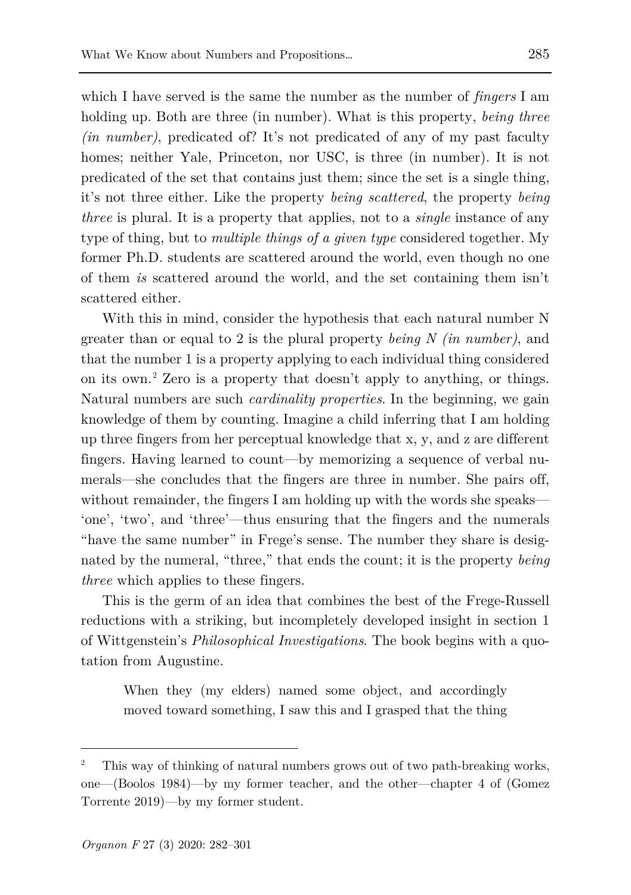which I have served is the same the number as the number of *fingers* I am holding up. Both are three (in number). What is this property, *being three (in number)*, predicated of? It's not predicated of any of my past faculty homes; neither Yale, Princeton, nor USC, is three (in number). It is not predicated of the set that contains just them; since the set is a single thing, it's not three either. Like the property *being scattered*, the property *being three* is plural. It is a property that applies, not to a *single* instance of any type of thing, but to *multiple things of a given type* considered together. My former Ph.D. students are scattered around the world, even though no one of them *is* scattered around the world, and the set containing them isn't scattered either.

With this in mind, consider the hypothesis that each natural number N greater than or equal to 2 is the plural property *being N (in number)*, and that the number 1 is a property applying to each individual thing considered on its own.[2] Zero is a property that doesn't apply to anything, or things. Natural numbers are such *cardinality properties*. In the beginning, we gain knowledge of them by counting. Imagine a child inferring that I am holding up three fingers from her perceptual knowledge that x, y, and z are different fingers. Having learned to count—by memorizing a sequence of verbal numerals—she concludes that the fingers are three in number. She pairs off, without remainder, the fingers I am holding up with the words she speaks—'one', 'two', and 'three'—thus ensuring that the fingers and the numerals "have the same number" in Frege's sense. The number they share is designated by the numeral, "three," that ends the count; it is the property *being three* which applies to these fingers.

This is the germ of an idea that combines the best of the Frege-Russell reductions with a striking, but incompletely developed insight in section 1 of Wittgenstein's *Philosophical Investigations*. The book begins with a quotation from Augustine.

> When they (my elders) named some object, and accordingly moved toward something, I saw this and I grasped that the thing

[2] This way of thinking of natural numbers grows out of two path-breaking works, one—(Boolos 1984)—by my former teacher, and the other—chapter 4 of (Gomez Torrente 2019)—by my former student.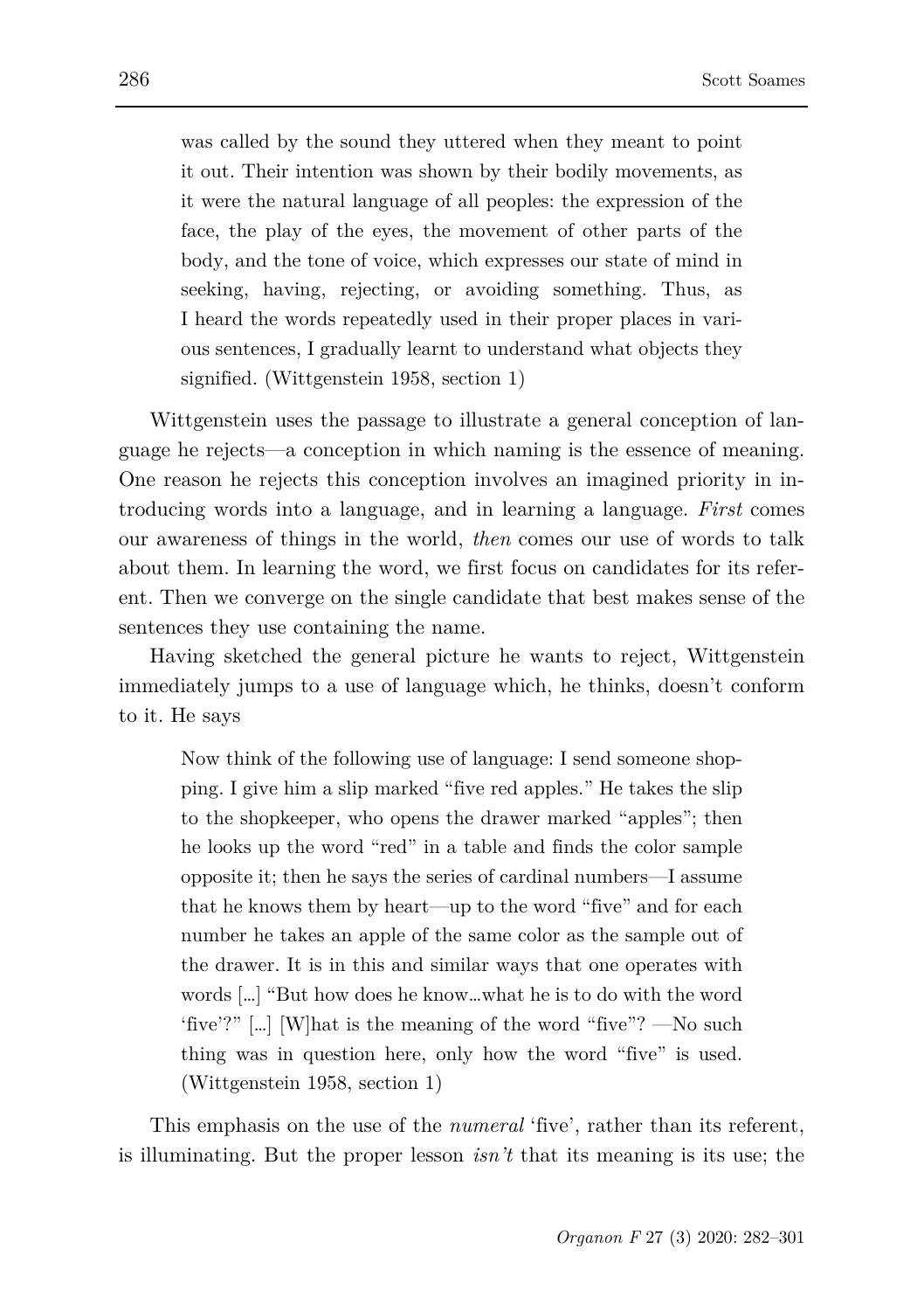> was called by the sound they uttered when they meant to point it out. Their intention was shown by their bodily movements, as it were the natural language of all peoples: the expression of the face, the play of the eyes, the movement of other parts of the body, and the tone of voice, which expresses our state of mind in seeking, having, rejecting, or avoiding something. Thus, as I heard the words repeatedly used in their proper places in various sentences, I gradually learnt to understand what objects they signified. (Wittgenstein 1958, section 1)

Wittgenstein uses the passage to illustrate a general conception of language he rejects—a conception in which naming is the essence of meaning. One reason he rejects this conception involves an imagined priority in introducing words into a language, and in learning a language. *First* comes our awareness of things in the world, *then* comes our use of words to talk about them. In learning the word, we first focus on candidates for its referent. Then we converge on the single candidate that best makes sense of the sentences they use containing the name.

Having sketched the general picture he wants to reject, Wittgenstein immediately jumps to a use of language which, he thinks, doesn't conform to it. He says

> Now think of the following use of language: I send someone shopping. I give him a slip marked "five red apples." He takes the slip to the shopkeeper, who opens the drawer marked "apples"; then he looks up the word "red" in a table and finds the color sample opposite it; then he says the series of cardinal numbers—I assume that he knows them by heart—up to the word "five" and for each number he takes an apple of the same color as the sample out of the drawer. It is in this and similar ways that one operates with words […] "But how does he know…what he is to do with the word 'five'?" […] [W]hat is the meaning of the word "five"? —No such thing was in question here, only how the word "five" is used. (Wittgenstein 1958, section 1)

This emphasis on the use of the *numeral* 'five', rather than its referent, is illuminating. But the proper lesson *isn't* that its meaning is its use; the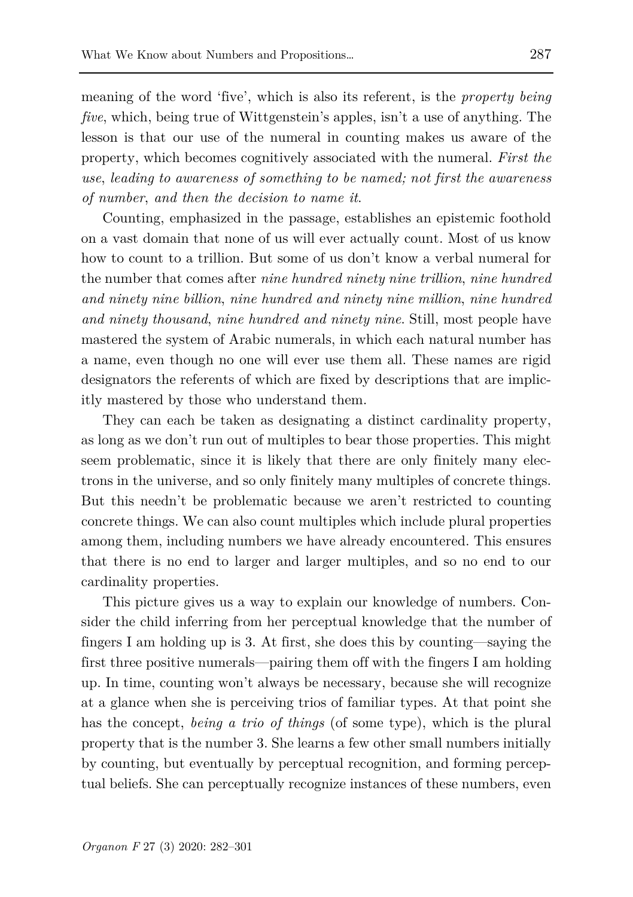meaning of the word 'five', which is also its referent, is the *property being five*, which, being true of Wittgenstein's apples, isn't a use of anything. The lesson is that our use of the numeral in counting makes us aware of the property, which becomes cognitively associated with the numeral. *First the use, leading to awareness of something to be named; not first the awareness of number, and then the decision to name it.*

Counting, emphasized in the passage, establishes an epistemic foothold on a vast domain that none of us will ever actually count. Most of us know how to count to a trillion. But some of us don't know a verbal numeral for the number that comes after *nine hundred ninety nine trillion, nine hundred and ninety nine billion, nine hundred and ninety nine million, nine hundred and ninety thousand, nine hundred and ninety nine*. Still, most people have mastered the system of Arabic numerals, in which each natural number has a name, even though no one will ever use them all. These names are rigid designators the referents of which are fixed by descriptions that are implicitly mastered by those who understand them.

They can each be taken as designating a distinct cardinality property, as long as we don't run out of multiples to bear those properties. This might seem problematic, since it is likely that there are only finitely many electrons in the universe, and so only finitely many multiples of concrete things. But this needn't be problematic because we aren't restricted to counting concrete things. We can also count multiples which include plural properties among them, including numbers we have already encountered. This ensures that there is no end to larger and larger multiples, and so no end to our cardinality properties.

This picture gives us a way to explain our knowledge of numbers. Consider the child inferring from her perceptual knowledge that the number of fingers I am holding up is 3. At first, she does this by counting—saying the first three positive numerals—pairing them off with the fingers I am holding up. In time, counting won't always be necessary, because she will recognize at a glance when she is perceiving trios of familiar types. At that point she has the concept, *being a trio of things* (of some type), which is the plural property that is the number 3. She learns a few other small numbers initially by counting, but eventually by perceptual recognition, and forming perceptual beliefs. She can perceptually recognize instances of these numbers, even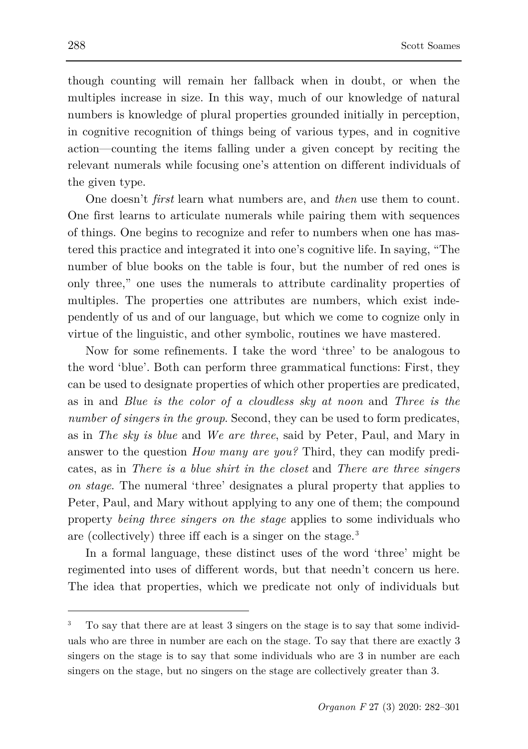though counting will remain her fallback when in doubt, or when the multiples increase in size. In this way, much of our knowledge of natural numbers is knowledge of plural properties grounded initially in perception, in cognitive recognition of things being of various types, and in cognitive action—counting the items falling under a given concept by reciting the relevant numerals while focusing one's attention on different individuals of the given type.

One doesn't *first* learn what numbers are, and *then* use them to count. One first learns to articulate numerals while pairing them with sequences of things. One begins to recognize and refer to numbers when one has mastered this practice and integrated it into one's cognitive life. In saying, "The number of blue books on the table is four, but the number of red ones is only three," one uses the numerals to attribute cardinality properties of multiples. The properties one attributes are numbers, which exist independently of us and of our language, but which we come to cognize only in virtue of the linguistic, and other symbolic, routines we have mastered.

Now for some refinements. I take the word 'three' to be analogous to the word 'blue'. Both can perform three grammatical functions: First, they can be used to designate properties of which other properties are predicated, as in and *Blue is the color of a cloudless sky at noon* and *Three is the number of singers in the group*. Second, they can be used to form predicates, as in *The sky is blue* and *We are three*, said by Peter, Paul, and Mary in answer to the question *How many are you?* Third, they can modify predicates, as in *There is a blue shirt in the closet* and *There are three singers on stage*. The numeral 'three' designates a plural property that applies to Peter, Paul, and Mary without applying to any one of them; the compound property *being three singers on the stage* applies to some individuals who are (collectively) three iff each is a singer on the stage.[3]

In a formal language, these distinct uses of the word 'three' might be regimented into uses of different words, but that needn't concern us here. The idea that properties, which we predicate not only of individuals but

---

[3] To say that there are at least 3 singers on the stage is to say that some individuals who are three in number are each on the stage. To say that there are exactly 3 singers on the stage is to say that some individuals who are 3 in number are each singers on the stage, but no singers on the stage are collectively greater than 3.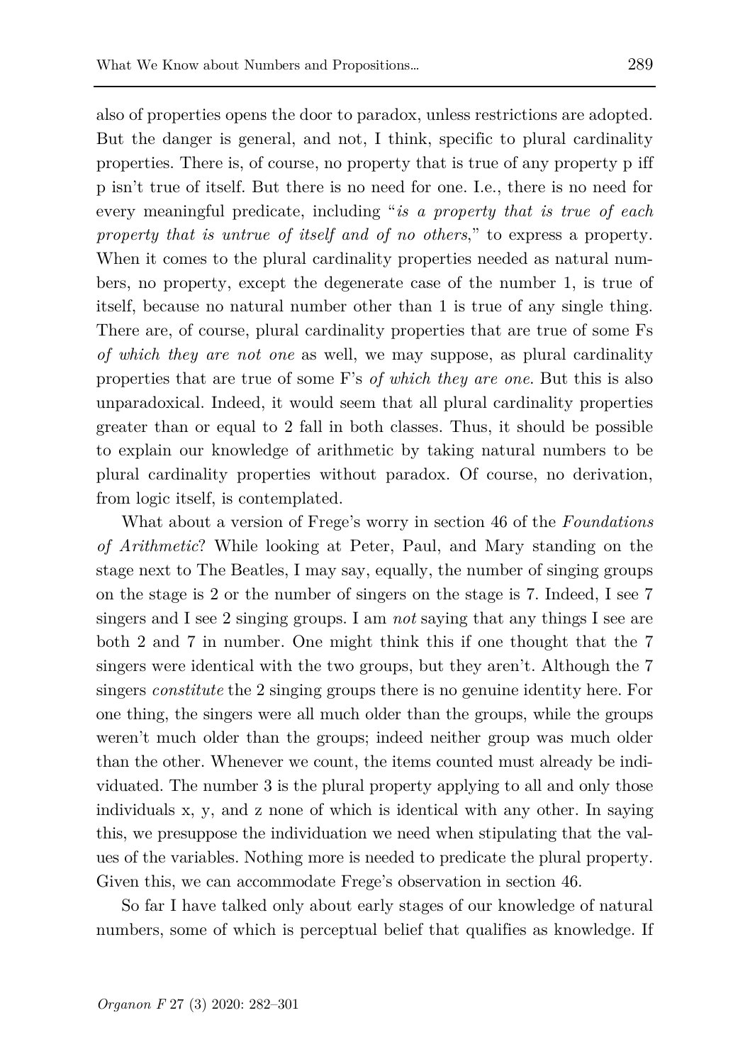also of properties opens the door to paradox, unless restrictions are adopted. But the danger is general, and not, I think, specific to plural cardinality properties. There is, of course, no property that is true of any property p iff p isn't true of itself. But there is no need for one. I.e., there is no need for every meaningful predicate, including "*is a property that is true of each property that is untrue of itself and of no others*," to express a property. When it comes to the plural cardinality properties needed as natural numbers, no property, except the degenerate case of the number 1, is true of itself, because no natural number other than 1 is true of any single thing. There are, of course, plural cardinality properties that are true of some Fs *of which they are not one* as well, we may suppose, as plural cardinality properties that are true of some F's *of which they are one*. But this is also unparadoxical. Indeed, it would seem that all plural cardinality properties greater than or equal to 2 fall in both classes. Thus, it should be possible to explain our knowledge of arithmetic by taking natural numbers to be plural cardinality properties without paradox. Of course, no derivation, from logic itself, is contemplated.

What about a version of Frege's worry in section 46 of the *Foundations of Arithmetic*? While looking at Peter, Paul, and Mary standing on the stage next to The Beatles, I may say, equally, the number of singing groups on the stage is 2 or the number of singers on the stage is 7. Indeed, I see 7 singers and I see 2 singing groups. I am *not* saying that any things I see are both 2 and 7 in number. One might think this if one thought that the 7 singers were identical with the two groups, but they aren't. Although the 7 singers *constitute* the 2 singing groups there is no genuine identity here. For one thing, the singers were all much older than the groups, while the groups weren't much older than the groups; indeed neither group was much older than the other. Whenever we count, the items counted must already be individuated. The number 3 is the plural property applying to all and only those individuals x, y, and z none of which is identical with any other. In saying this, we presuppose the individuation we need when stipulating that the values of the variables. Nothing more is needed to predicate the plural property. Given this, we can accommodate Frege's observation in section 46.

So far I have talked only about early stages of our knowledge of natural numbers, some of which is perceptual belief that qualifies as knowledge. If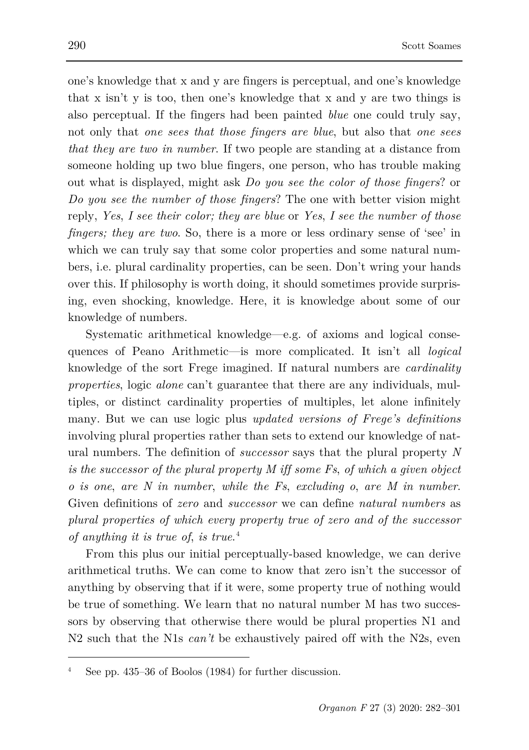one's knowledge that x and y are fingers is perceptual, and one's knowledge that x isn't y is too, then one's knowledge that x and y are two things is also perceptual. If the fingers had been painted *blue* one could truly say, not only that *one sees that those fingers are blue*, but also that *one sees that they are two in number*. If two people are standing at a distance from someone holding up two blue fingers, one person, who has trouble making out what is displayed, might ask *Do you see the color of those fingers*? or *Do you see the number of those fingers*? The one with better vision might reply, *Yes, I see their color; they are blue* or *Yes, I see the number of those fingers; they are two*. So, there is a more or less ordinary sense of 'see' in which we can truly say that some color properties and some natural numbers, i.e. plural cardinality properties, can be seen. Don't wring your hands over this. If philosophy is worth doing, it should sometimes provide surprising, even shocking, knowledge. Here, it is knowledge about some of our knowledge of numbers.

Systematic arithmetical knowledge—e.g. of axioms and logical consequences of Peano Arithmetic—is more complicated. It isn't all *logical* knowledge of the sort Frege imagined. If natural numbers are *cardinality properties*, logic *alone* can't guarantee that there are any individuals, multiples, or distinct cardinality properties of multiples, let alone infinitely many. But we can use logic plus *updated versions of Frege's definitions* involving plural properties rather than sets to extend our knowledge of natural numbers. The definition of *successor* says that the plural property *N is the successor of the plural property M iff some Fs, of which a given object o is one, are N in number, while the Fs, excluding o, are M in number.* Given definitions of *zero* and *successor* we can define *natural numbers* as *plural properties of which every property true of zero and of the successor of anything it is true of, is true.*[4]

From this plus our initial perceptually-based knowledge, we can derive arithmetical truths. We can come to know that zero isn't the successor of anything by observing that if it were, some property true of nothing would be true of something. We learn that no natural number M has two successors by observing that otherwise there would be plural properties N1 and N2 such that the N1s *can't* be exhaustively paired off with the N2s, even

---

[4] See pp. 435–36 of Boolos (1984) for further discussion.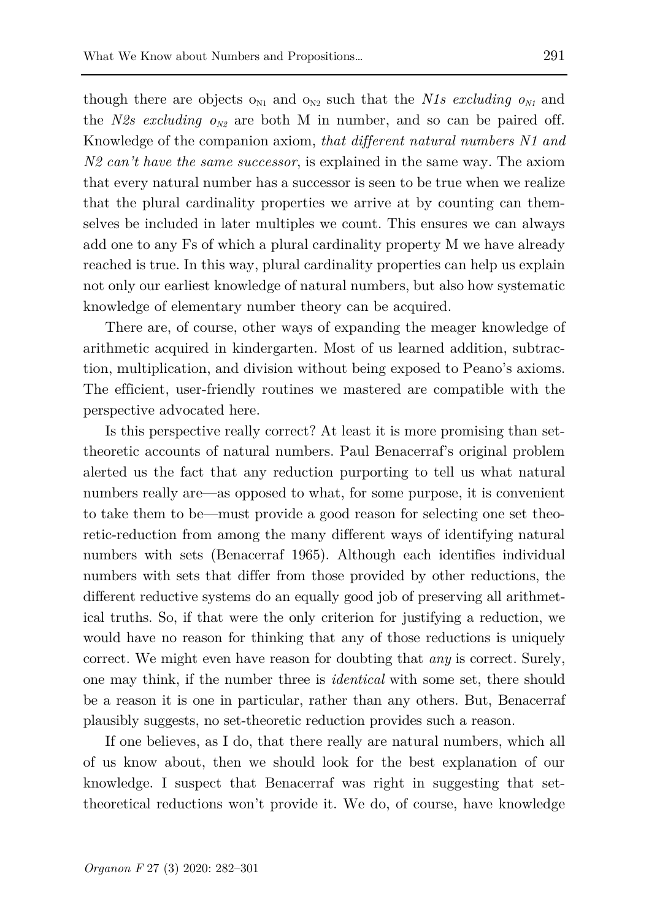though there are objects $o_{N1}$ and $o_{N2}$ such that the *N1s excluding $o_{N1}$* and the *N2s excluding $o_{N2}$* are both M in number, and so can be paired off. Knowledge of the companion axiom, *that different natural numbers N1 and N2 can't have the same successor*, is explained in the same way. The axiom that every natural number has a successor is seen to be true when we realize that the plural cardinality properties we arrive at by counting can themselves be included in later multiples we count. This ensures we can always add one to any Fs of which a plural cardinality property M we have already reached is true. In this way, plural cardinality properties can help us explain not only our earliest knowledge of natural numbers, but also how systematic knowledge of elementary number theory can be acquired.

There are, of course, other ways of expanding the meager knowledge of arithmetic acquired in kindergarten. Most of us learned addition, subtraction, multiplication, and division without being exposed to Peano's axioms. The efficient, user-friendly routines we mastered are compatible with the perspective advocated here.

Is this perspective really correct? At least it is more promising than set-theoretic accounts of natural numbers. Paul Benacerraf's original problem alerted us the fact that any reduction purporting to tell us what natural numbers really are—as opposed to what, for some purpose, it is convenient to take them to be—must provide a good reason for selecting one set theoretic-reduction from among the many different ways of identifying natural numbers with sets (Benacerraf 1965). Although each identifies individual numbers with sets that differ from those provided by other reductions, the different reductive systems do an equally good job of preserving all arithmetical truths. So, if that were the only criterion for justifying a reduction, we would have no reason for thinking that any of those reductions is uniquely correct. We might even have reason for doubting that *any* is correct. Surely, one may think, if the number three is *identical* with some set, there should be a reason it is one in particular, rather than any others. But, Benacerraf plausibly suggests, no set-theoretic reduction provides such a reason.

If one believes, as I do, that there really are natural numbers, which all of us know about, then we should look for the best explanation of our knowledge. I suspect that Benacerraf was right in suggesting that set-theoretical reductions won't provide it. We do, of course, have knowledge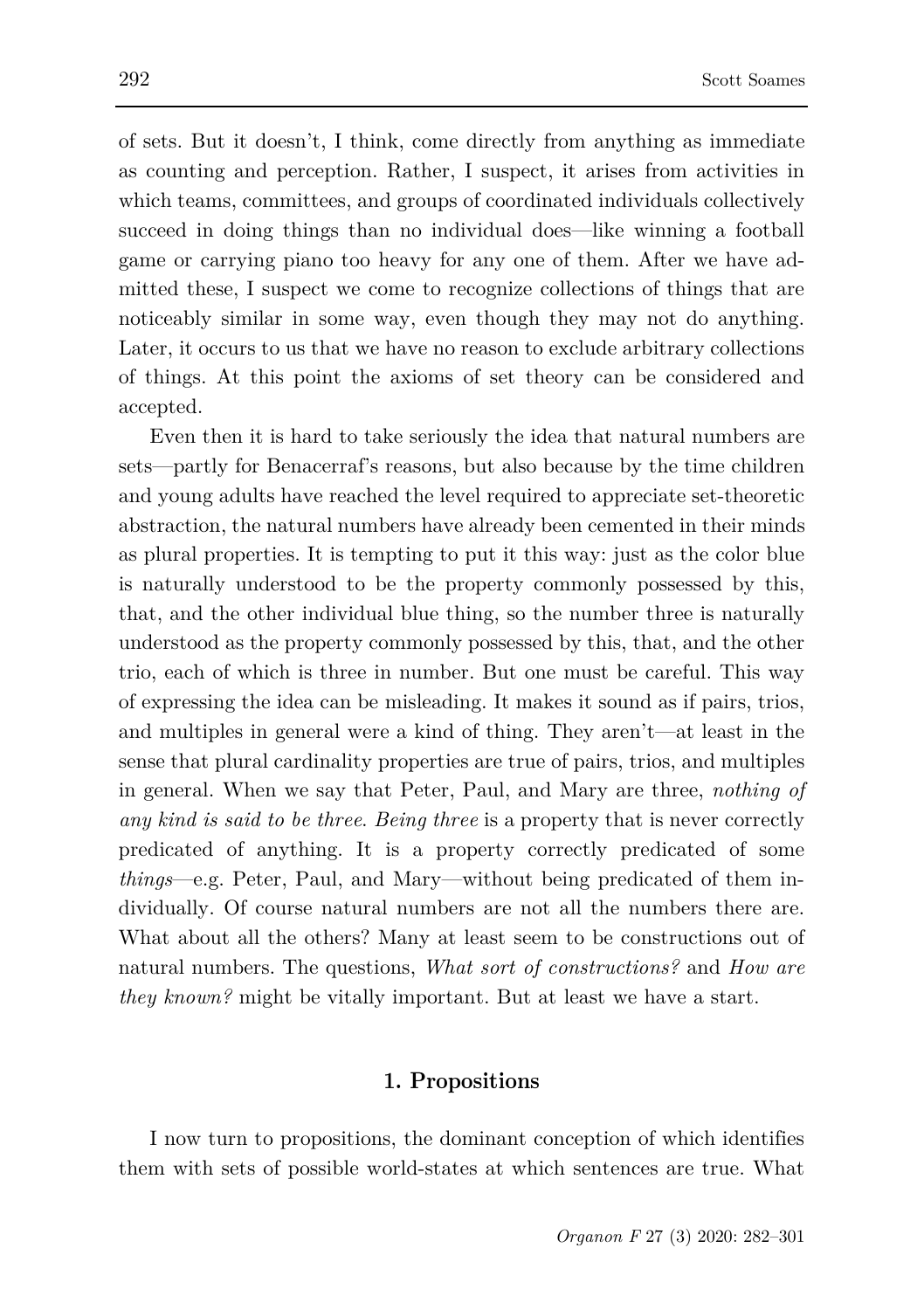of sets. But it doesn't, I think, come directly from anything as immediate as counting and perception. Rather, I suspect, it arises from activities in which teams, committees, and groups of coordinated individuals collectively succeed in doing things than no individual does—like winning a football game or carrying piano too heavy for any one of them. After we have admitted these, I suspect we come to recognize collections of things that are noticeably similar in some way, even though they may not do anything. Later, it occurs to us that we have no reason to exclude arbitrary collections of things. At this point the axioms of set theory can be considered and accepted.

Even then it is hard to take seriously the idea that natural numbers are sets—partly for Benacerraf's reasons, but also because by the time children and young adults have reached the level required to appreciate set-theoretic abstraction, the natural numbers have already been cemented in their minds as plural properties. It is tempting to put it this way: just as the color blue is naturally understood to be the property commonly possessed by this, that, and the other individual blue thing, so the number three is naturally understood as the property commonly possessed by this, that, and the other trio, each of which is three in number. But one must be careful. This way of expressing the idea can be misleading. It makes it sound as if pairs, trios, and multiples in general were a kind of thing. They aren't—at least in the sense that plural cardinality properties are true of pairs, trios, and multiples in general. When we say that Peter, Paul, and Mary are three, *nothing of any kind is said to be three*. *Being three* is a property that is never correctly predicated of anything. It is a property correctly predicated of some *things*—e.g. Peter, Paul, and Mary—without being predicated of them individually. Of course natural numbers are not all the numbers there are. What about all the others? Many at least seem to be constructions out of natural numbers. The questions, *What sort of constructions?* and *How are they known?* might be vitally important. But at least we have a start.

## 1. Propositions

I now turn to propositions, the dominant conception of which identifies them with sets of possible world-states at which sentences are true. What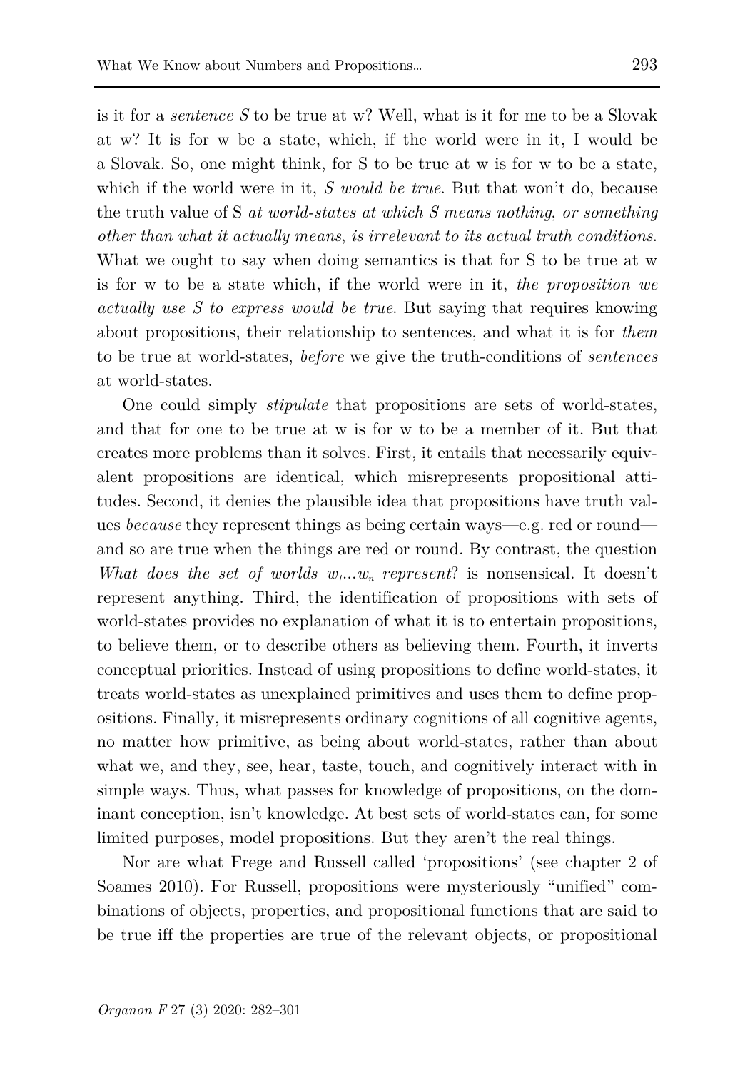is it for a *sentence S* to be true at w? Well, what is it for me to be a Slovak at w? It is for w be a state, which, if the world were in it, I would be a Slovak. So, one might think, for S to be true at w is for w to be a state, which if the world were in it, *S would be true*. But that won't do, because the truth value of S *at world-states at which S means nothing, or something other than what it actually means, is irrelevant to its actual truth conditions*. What we ought to say when doing semantics is that for S to be true at w is for w to be a state which, if the world were in it, *the proposition we actually use S to express would be true*. But saying that requires knowing about propositions, their relationship to sentences, and what it is for *them* to be true at world-states, *before* we give the truth-conditions of *sentences* at world-states.

One could simply *stipulate* that propositions are sets of world-states, and that for one to be true at w is for w to be a member of it. But that creates more problems than it solves. First, it entails that necessarily equivalent propositions are identical, which misrepresents propositional attitudes. Second, it denies the plausible idea that propositions have truth values *because* they represent things as being certain ways—e.g. red or round—and so are true when the things are red or round. By contrast, the question *What does the set of worlds $w_1 \ldots w_n$ represent*? is nonsensical. It doesn't represent anything. Third, the identification of propositions with sets of world-states provides no explanation of what it is to entertain propositions, to believe them, or to describe others as believing them. Fourth, it inverts conceptual priorities. Instead of using propositions to define world-states, it treats world-states as unexplained primitives and uses them to define propositions. Finally, it misrepresents ordinary cognitions of all cognitive agents, no matter how primitive, as being about world-states, rather than about what we, and they, see, hear, taste, touch, and cognitively interact with in simple ways. Thus, what passes for knowledge of propositions, on the dominant conception, isn't knowledge. At best sets of world-states can, for some limited purposes, model propositions. But they aren't the real things.

Nor are what Frege and Russell called 'propositions' (see chapter 2 of Soames 2010). For Russell, propositions were mysteriously "unified" combinations of objects, properties, and propositional functions that are said to be true iff the properties are true of the relevant objects, or propositional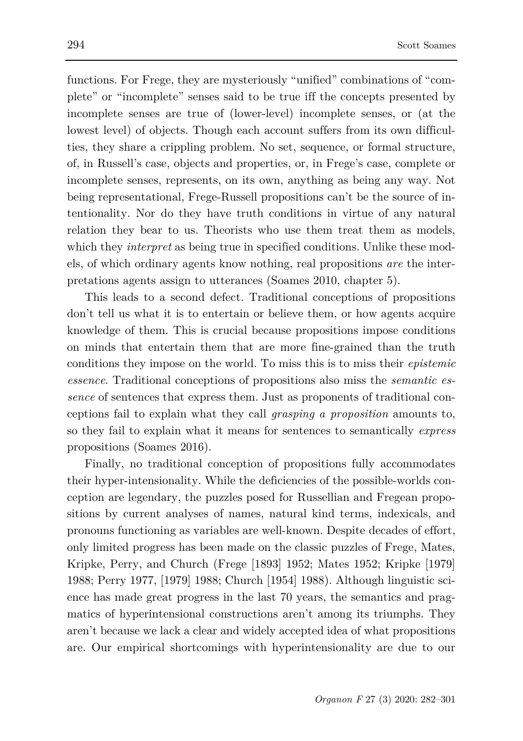functions. For Frege, they are mysteriously "unified" combinations of "complete" or "incomplete" senses said to be true iff the concepts presented by incomplete senses are true of (lower-level) incomplete senses, or (at the lowest level) of objects. Though each account suffers from its own difficulties, they share a crippling problem. No set, sequence, or formal structure, of, in Russell's case, objects and properties, or, in Frege's case, complete or incomplete senses, represents, on its own, anything as being any way. Not being representational, Frege-Russell propositions can't be the source of intentionality. Nor do they have truth conditions in virtue of any natural relation they bear to us. Theorists who use them treat them as models, which they *interpret* as being true in specified conditions. Unlike these models, of which ordinary agents know nothing, real propositions *are* the interpretations agents assign to utterances (Soames 2010, chapter 5).

This leads to a second defect. Traditional conceptions of propositions don't tell us what it is to entertain or believe them, or how agents acquire knowledge of them. This is crucial because propositions impose conditions on minds that entertain them that are more fine-grained than the truth conditions they impose on the world. To miss this is to miss their *epistemic essence*. Traditional conceptions of propositions also miss the *semantic essence* of sentences that express them. Just as proponents of traditional conceptions fail to explain what they call *grasping a proposition* amounts to, so they fail to explain what it means for sentences to semantically *express* propositions (Soames 2016).

Finally, no traditional conception of propositions fully accommodates their hyper-intensionality. While the deficiencies of the possible-worlds conception are legendary, the puzzles posed for Russellian and Fregean propositions by current analyses of names, natural kind terms, indexicals, and pronouns functioning as variables are well-known. Despite decades of effort, only limited progress has been made on the classic puzzles of Frege, Mates, Kripke, Perry, and Church (Frege [1893] 1952; Mates 1952; Kripke [1979] 1988; Perry 1977, [1979] 1988; Church [1954] 1988). Although linguistic science has made great progress in the last 70 years, the semantics and pragmatics of hyperintensional constructions aren't among its triumphs. They aren't because we lack a clear and widely accepted idea of what propositions are. Our empirical shortcomings with hyperintensionality are due to our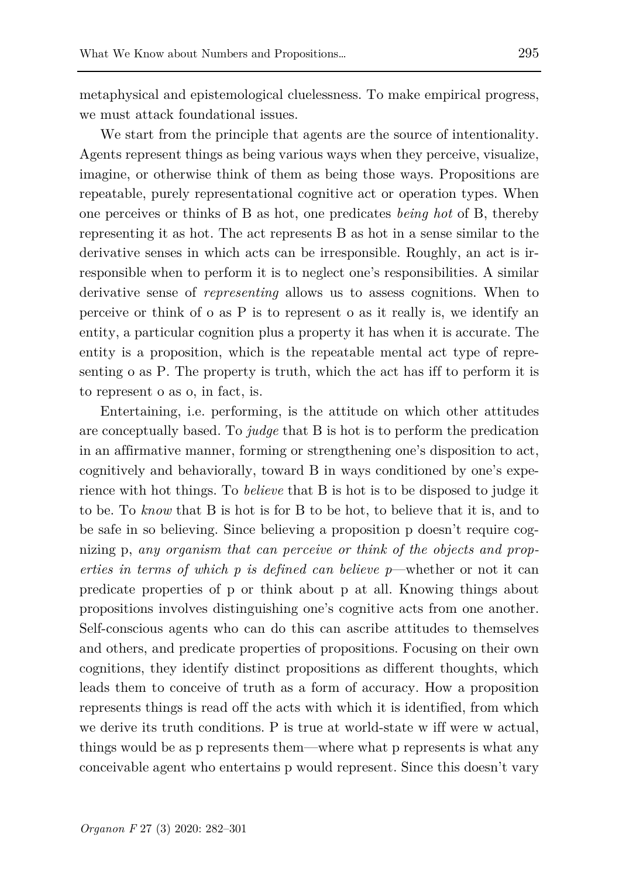metaphysical and epistemological cluelessness. To make empirical progress, we must attack foundational issues.

We start from the principle that agents are the source of intentionality. Agents represent things as being various ways when they perceive, visualize, imagine, or otherwise think of them as being those ways. Propositions are repeatable, purely representational cognitive act or operation types. When one perceives or thinks of B as hot, one predicates *being hot* of B, thereby representing it as hot. The act represents B as hot in a sense similar to the derivative senses in which acts can be irresponsible. Roughly, an act is irresponsible when to perform it is to neglect one's responsibilities. A similar derivative sense of *representing* allows us to assess cognitions. When to perceive or think of o as P is to represent o as it really is, we identify an entity, a particular cognition plus a property it has when it is accurate. The entity is a proposition, which is the repeatable mental act type of representing o as P. The property is truth, which the act has iff to perform it is to represent o as o, in fact, is.

Entertaining, i.e. performing, is the attitude on which other attitudes are conceptually based. To *judge* that B is hot is to perform the predication in an affirmative manner, forming or strengthening one's disposition to act, cognitively and behaviorally, toward B in ways conditioned by one's experience with hot things. To *believe* that B is hot is to be disposed to judge it to be. To *know* that B is hot is for B to be hot, to believe that it is, and to be safe in so believing. Since believing a proposition p doesn't require cognizing p, *any organism that can perceive or think of the objects and properties in terms of which p is defined can believe p*—whether or not it can predicate properties of p or think about p at all. Knowing things about propositions involves distinguishing one's cognitive acts from one another. Self-conscious agents who can do this can ascribe attitudes to themselves and others, and predicate properties of propositions. Focusing on their own cognitions, they identify distinct propositions as different thoughts, which leads them to conceive of truth as a form of accuracy. How a proposition represents things is read off the acts with which it is identified, from which we derive its truth conditions. P is true at world-state w iff were w actual, things would be as p represents them—where what p represents is what any conceivable agent who entertains p would represent. Since this doesn't vary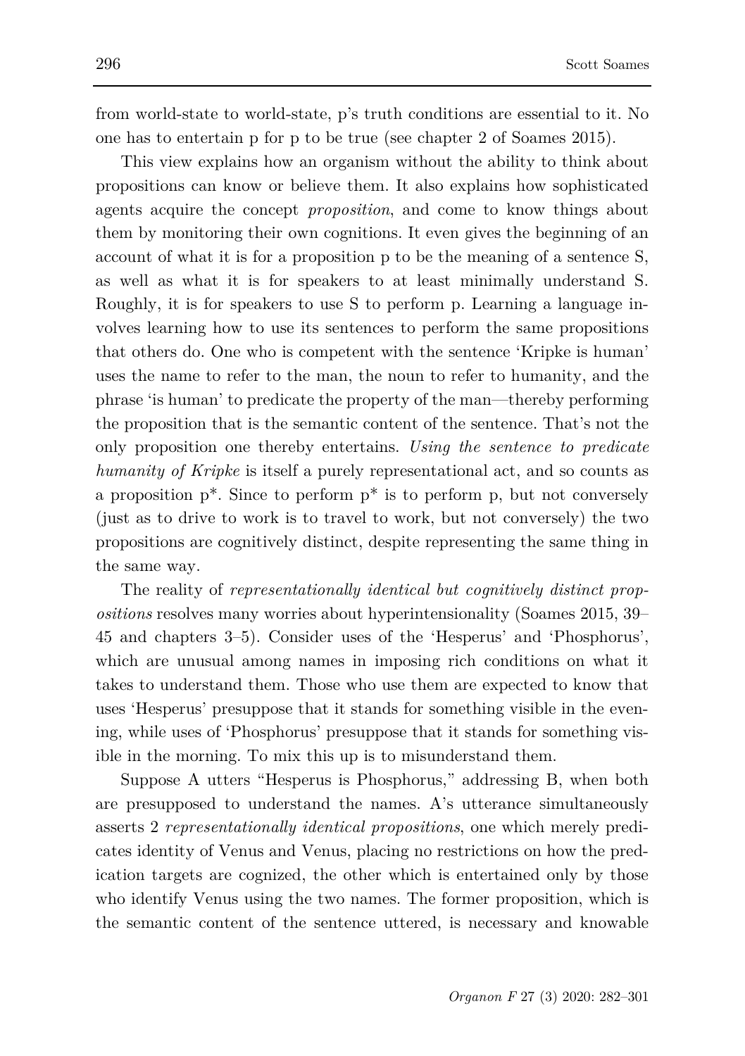from world-state to world-state, p's truth conditions are essential to it. No one has to entertain p for p to be true (see chapter 2 of Soames 2015).

This view explains how an organism without the ability to think about propositions can know or believe them. It also explains how sophisticated agents acquire the concept *proposition*, and come to know things about them by monitoring their own cognitions. It even gives the beginning of an account of what it is for a proposition p to be the meaning of a sentence S, as well as what it is for speakers to at least minimally understand S. Roughly, it is for speakers to use S to perform p. Learning a language involves learning how to use its sentences to perform the same propositions that others do. One who is competent with the sentence 'Kripke is human' uses the name to refer to the man, the noun to refer to humanity, and the phrase 'is human' to predicate the property of the man—thereby performing the proposition that is the semantic content of the sentence. That's not the only proposition one thereby entertains. *Using the sentence to predicate humanity of Kripke* is itself a purely representational act, and so counts as a proposition p*. Since to perform p* is to perform p, but not conversely (just as to drive to work is to travel to work, but not conversely) the two propositions are cognitively distinct, despite representing the same thing in the same way.

The reality of *representationally identical but cognitively distinct propositions* resolves many worries about hyperintensionality (Soames 2015, 39–45 and chapters 3–5). Consider uses of the 'Hesperus' and 'Phosphorus', which are unusual among names in imposing rich conditions on what it takes to understand them. Those who use them are expected to know that uses 'Hesperus' presuppose that it stands for something visible in the evening, while uses of 'Phosphorus' presuppose that it stands for something visible in the morning. To mix this up is to misunderstand them.

Suppose A utters "Hesperus is Phosphorus," addressing B, when both are presupposed to understand the names. A's utterance simultaneously asserts 2 *representationally identical propositions*, one which merely predicates identity of Venus and Venus, placing no restrictions on how the predication targets are cognized, the other which is entertained only by those who identify Venus using the two names. The former proposition, which is the semantic content of the sentence uttered, is necessary and knowable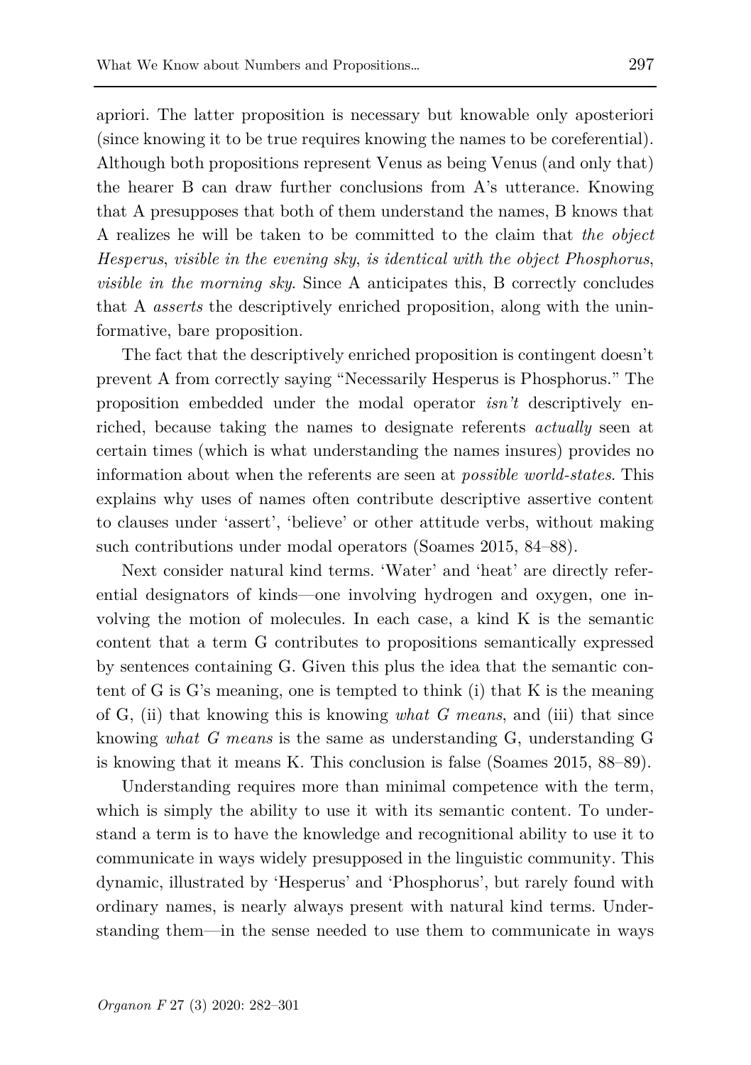apriori. The latter proposition is necessary but knowable only aposteriori (since knowing it to be true requires knowing the names to be coreferential). Although both propositions represent Venus as being Venus (and only that) the hearer B can draw further conclusions from A's utterance. Knowing that A presupposes that both of them understand the names, B knows that A realizes he will be taken to be committed to the claim that *the object Hesperus, visible in the evening sky, is identical with the object Phosphorus, visible in the morning sky.* Since A anticipates this, B correctly concludes that A *asserts* the descriptively enriched proposition, along with the uninformative, bare proposition.

The fact that the descriptively enriched proposition is contingent doesn't prevent A from correctly saying "Necessarily Hesperus is Phosphorus." The proposition embedded under the modal operator *isn't* descriptively enriched, because taking the names to designate referents *actually* seen at certain times (which is what understanding the names insures) provides no information about when the referents are seen at *possible world-states*. This explains why uses of names often contribute descriptive assertive content to clauses under 'assert', 'believe' or other attitude verbs, without making such contributions under modal operators (Soames 2015, 84–88).

Next consider natural kind terms. 'Water' and 'heat' are directly referential designators of kinds—one involving hydrogen and oxygen, one involving the motion of molecules. In each case, a kind K is the semantic content that a term G contributes to propositions semantically expressed by sentences containing G. Given this plus the idea that the semantic content of G is G's meaning, one is tempted to think (i) that K is the meaning of G, (ii) that knowing this is knowing *what G means*, and (iii) that since knowing *what G means* is the same as understanding G, understanding G is knowing that it means K. This conclusion is false (Soames 2015, 88–89).

Understanding requires more than minimal competence with the term, which is simply the ability to use it with its semantic content. To understand a term is to have the knowledge and recognitional ability to use it to communicate in ways widely presupposed in the linguistic community. This dynamic, illustrated by 'Hesperus' and 'Phosphorus', but rarely found with ordinary names, is nearly always present with natural kind terms. Understanding them—in the sense needed to use them to communicate in ways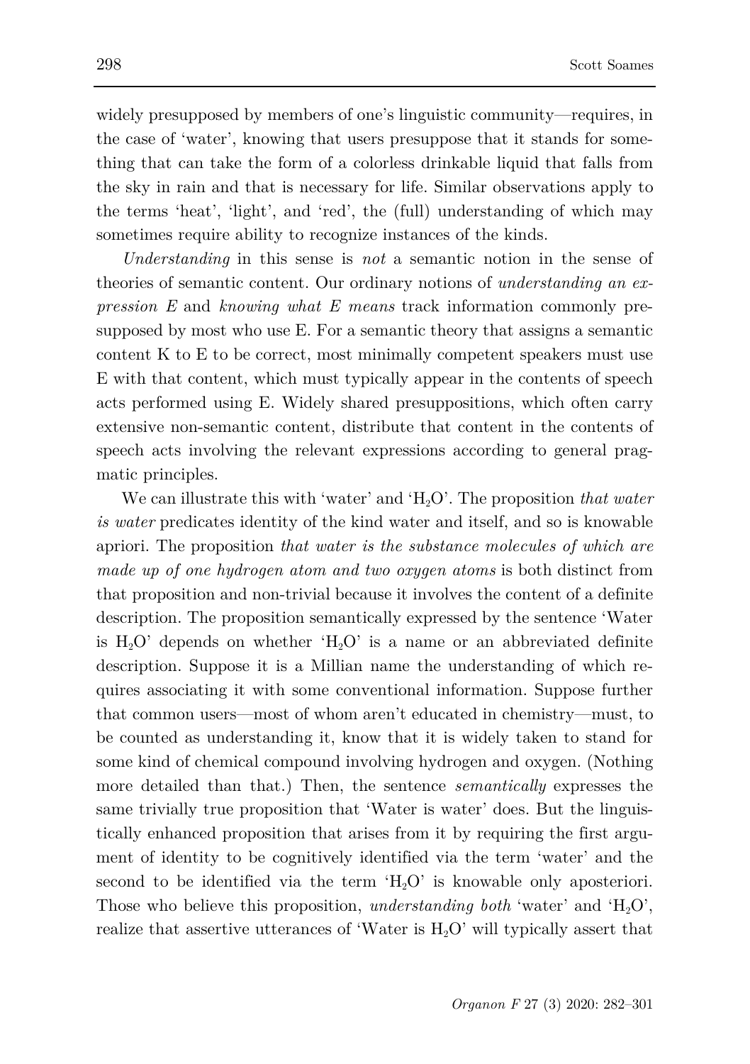widely presupposed by members of one's linguistic community—requires, in the case of 'water', knowing that users presuppose that it stands for something that can take the form of a colorless drinkable liquid that falls from the sky in rain and that is necessary for life. Similar observations apply to the terms 'heat', 'light', and 'red', the (full) understanding of which may sometimes require ability to recognize instances of the kinds.

*Understanding* in this sense is *not* a semantic notion in the sense of theories of semantic content. Our ordinary notions of *understanding an expression E* and *knowing what E means* track information commonly presupposed by most who use E. For a semantic theory that assigns a semantic content K to E to be correct, most minimally competent speakers must use E with that content, which must typically appear in the contents of speech acts performed using E. Widely shared presuppositions, which often carry extensive non-semantic content, distribute that content in the contents of speech acts involving the relevant expressions according to general pragmatic principles.

We can illustrate this with 'water' and '$H_2O$'. The proposition *that water is water* predicates identity of the kind water and itself, and so is knowable apriori. The proposition *that water is the substance molecules of which are made up of one hydrogen atom and two oxygen atoms* is both distinct from that proposition and non-trivial because it involves the content of a definite description. The proposition semantically expressed by the sentence 'Water is $H_2O$' depends on whether '$H_2O$' is a name or an abbreviated definite description. Suppose it is a Millian name the understanding of which requires associating it with some conventional information. Suppose further that common users—most of whom aren't educated in chemistry—must, to be counted as understanding it, know that it is widely taken to stand for some kind of chemical compound involving hydrogen and oxygen. (Nothing more detailed than that.) Then, the sentence *semantically* expresses the same trivially true proposition that 'Water is water' does. But the linguistically enhanced proposition that arises from it by requiring the first argument of identity to be cognitively identified via the term 'water' and the second to be identified via the term '$H_2O$' is knowable only aposteriori. Those who believe this proposition, *understanding both* 'water' and '$H_2O$', realize that assertive utterances of 'Water is $H_2O$' will typically assert that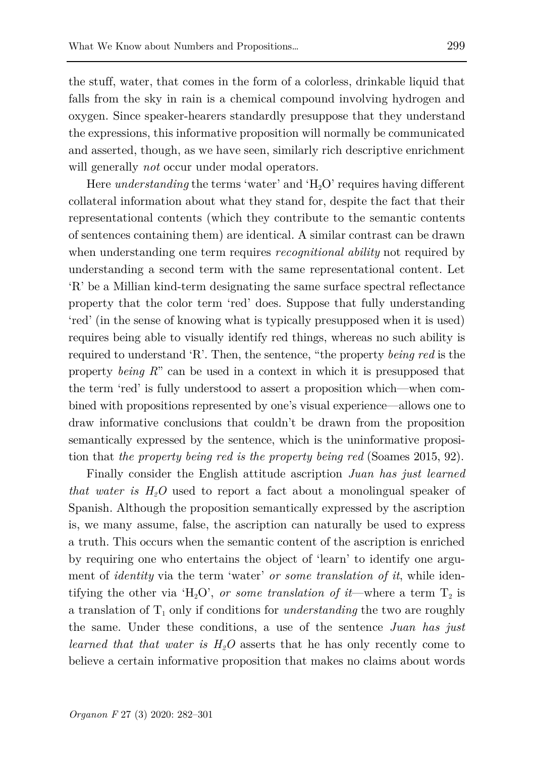the stuff, water, that comes in the form of a colorless, drinkable liquid that falls from the sky in rain is a chemical compound involving hydrogen and oxygen. Since speaker-hearers standardly presuppose that they understand the expressions, this informative proposition will normally be communicated and asserted, though, as we have seen, similarly rich descriptive enrichment will generally *not* occur under modal operators.

Here *understanding* the terms 'water' and '$H_2O$' requires having different collateral information about what they stand for, despite the fact that their representational contents (which they contribute to the semantic contents of sentences containing them) are identical. A similar contrast can be drawn when understanding one term requires *recognitional ability* not required by understanding a second term with the same representational content. Let 'R' be a Millian kind-term designating the same surface spectral reflectance property that the color term 'red' does. Suppose that fully understanding 'red' (in the sense of knowing what is typically presupposed when it is used) requires being able to visually identify red things, whereas no such ability is required to understand 'R'. Then, the sentence, "the property *being red* is the property *being R*" can be used in a context in which it is presupposed that the term 'red' is fully understood to assert a proposition which—when combined with propositions represented by one's visual experience—allows one to draw informative conclusions that couldn't be drawn from the proposition semantically expressed by the sentence, which is the uninformative proposition that *the property being red is the property being red* (Soames 2015, 92).

Finally consider the English attitude ascription *Juan has just learned that water is $H_2O$* used to report a fact about a monolingual speaker of Spanish. Although the proposition semantically expressed by the ascription is, we many assume, false, the ascription can naturally be used to express a truth. This occurs when the semantic content of the ascription is enriched by requiring one who entertains the object of 'learn' to identify one argument of *identity* via the term 'water' *or some translation of it*, while identifying the other via '$H_2O$', *or some translation of it*—where a term $T_2$ is a translation of $T_1$ only if conditions for *understanding* the two are roughly the same. Under these conditions, a use of the sentence *Juan has just learned that that water is $H_2O$* asserts that he has only recently come to believe a certain informative proposition that makes no claims about words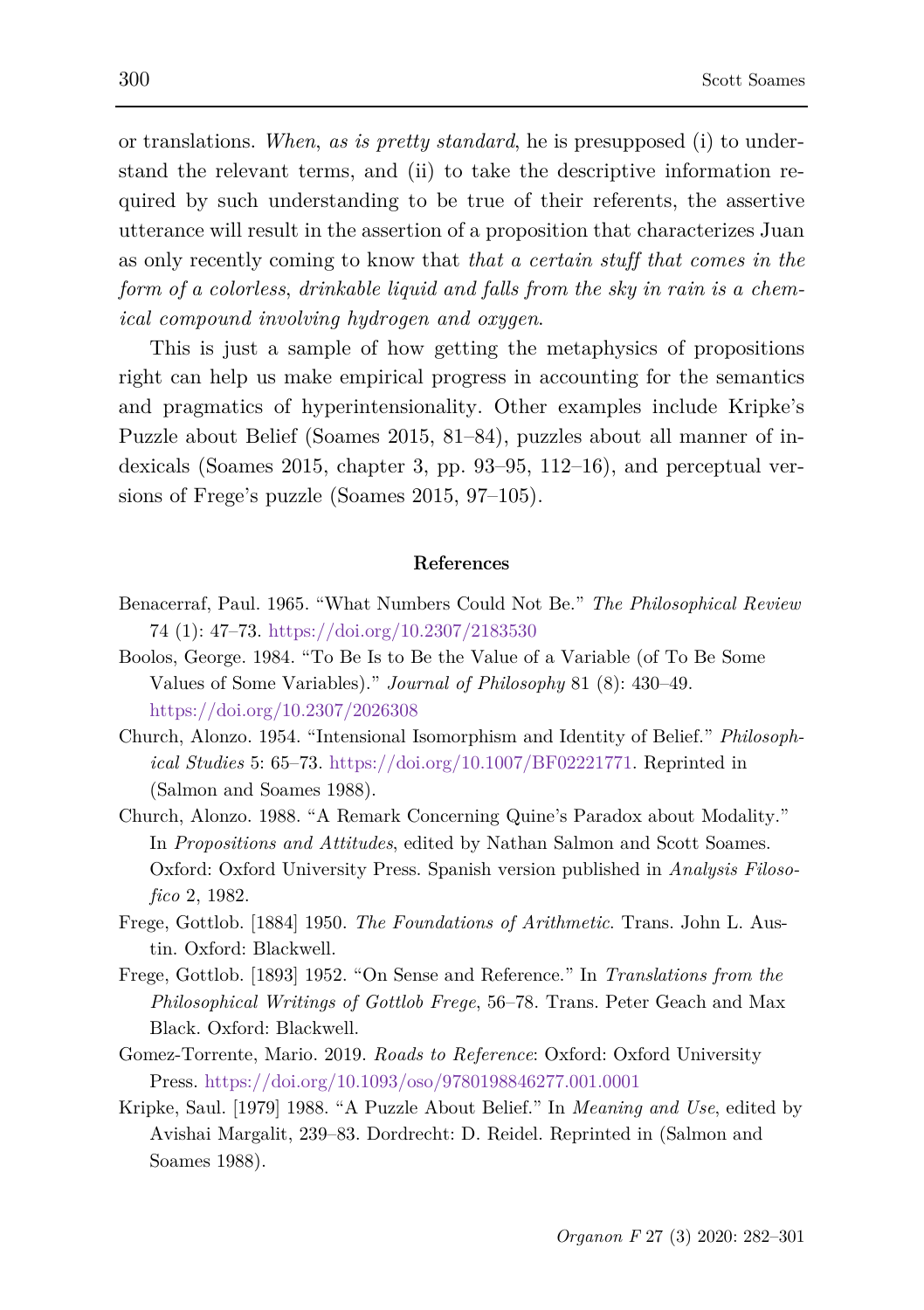or translations. *When, as is pretty standard*, he is presupposed (i) to understand the relevant terms, and (ii) to take the descriptive information required by such understanding to be true of their referents, the assertive utterance will result in the assertion of a proposition that characterizes Juan as only recently coming to know that *that a certain stuff that comes in the form of a colorless, drinkable liquid and falls from the sky in rain is a chemical compound involving hydrogen and oxygen*.

This is just a sample of how getting the metaphysics of propositions right can help us make empirical progress in accounting for the semantics and pragmatics of hyperintensionality. Other examples include Kripke's Puzzle about Belief (Soames 2015, 81–84), puzzles about all manner of indexicals (Soames 2015, chapter 3, pp. 93–95, 112–16), and perceptual versions of Frege's puzzle (Soames 2015, 97–105).

## References

Benacerraf, Paul. 1965. "What Numbers Could Not Be." *The Philosophical Review* 74 (1): 47–73. https://doi.org/10.2307/2183530

Boolos, George. 1984. "To Be Is to Be the Value of a Variable (of To Be Some Values of Some Variables)." *Journal of Philosophy* 81 (8): 430–49. https://doi.org/10.2307/2026308

Church, Alonzo. 1954. "Intensional Isomorphism and Identity of Belief." *Philosophical Studies* 5: 65–73. https://doi.org/10.1007/BF02221771. Reprinted in (Salmon and Soames 1988).

Church, Alonzo. 1988. "A Remark Concerning Quine's Paradox about Modality." In *Propositions and Attitudes*, edited by Nathan Salmon and Scott Soames. Oxford: Oxford University Press. Spanish version published in *Analysis Filosofico* 2, 1982.

Frege, Gottlob. [1884] 1950. *The Foundations of Arithmetic*. Trans. John L. Austin. Oxford: Blackwell.

Frege, Gottlob. [1893] 1952. "On Sense and Reference." In *Translations from the Philosophical Writings of Gottlob Frege*, 56–78. Trans. Peter Geach and Max Black. Oxford: Blackwell.

Gomez-Torrente, Mario. 2019. *Roads to Reference*: Oxford: Oxford University Press. https://doi.org/10.1093/oso/9780198846277.001.0001

Kripke, Saul. [1979] 1988. "A Puzzle About Belief." In *Meaning and Use*, edited by Avishai Margalit, 239–83. Dordrecht: D. Reidel. Reprinted in (Salmon and Soames 1988).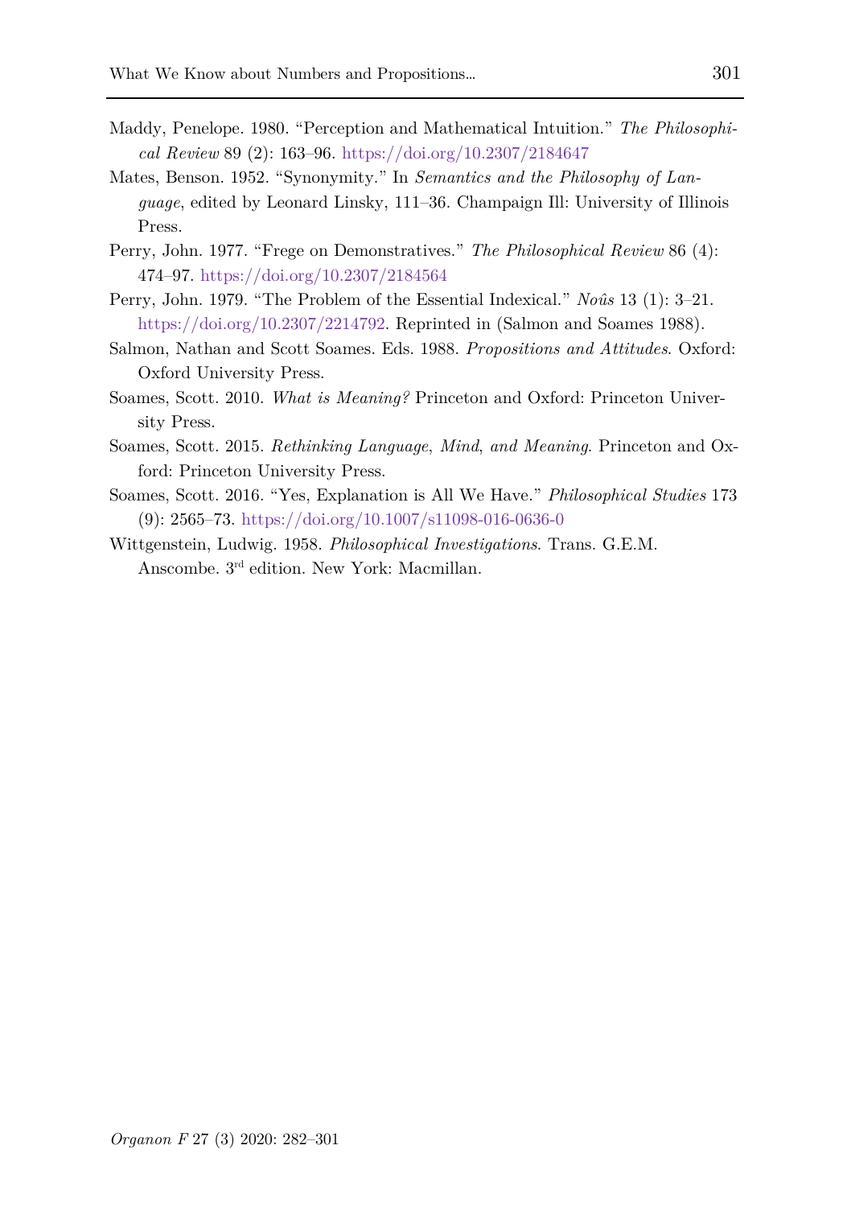Maddy, Penelope. 1980. "Perception and Mathematical Intuition." *The Philosophical Review* 89 (2): 163–96. https://doi.org/10.2307/2184647

Mates, Benson. 1952. "Synonymity." In *Semantics and the Philosophy of Language*, edited by Leonard Linsky, 111–36. Champaign Ill: University of Illinois Press.

Perry, John. 1977. "Frege on Demonstratives." *The Philosophical Review* 86 (4): 474–97. https://doi.org/10.2307/2184564

Perry, John. 1979. "The Problem of the Essential Indexical." *Noûs* 13 (1): 3–21. https://doi.org/10.2307/2214792. Reprinted in (Salmon and Soames 1988).

Salmon, Nathan and Scott Soames. Eds. 1988. *Propositions and Attitudes*. Oxford: Oxford University Press.

Soames, Scott. 2010. *What is Meaning?* Princeton and Oxford: Princeton University Press.

Soames, Scott. 2015. *Rethinking Language, Mind, and Meaning*. Princeton and Oxford: Princeton University Press.

Soames, Scott. 2016. "Yes, Explanation is All We Have." *Philosophical Studies* 173 (9): 2565–73. https://doi.org/10.1007/s11098-016-0636-0

Wittgenstein, Ludwig. 1958. *Philosophical Investigations*. Trans. G.E.M. Anscombe. 3rd edition. New York: Macmillan.